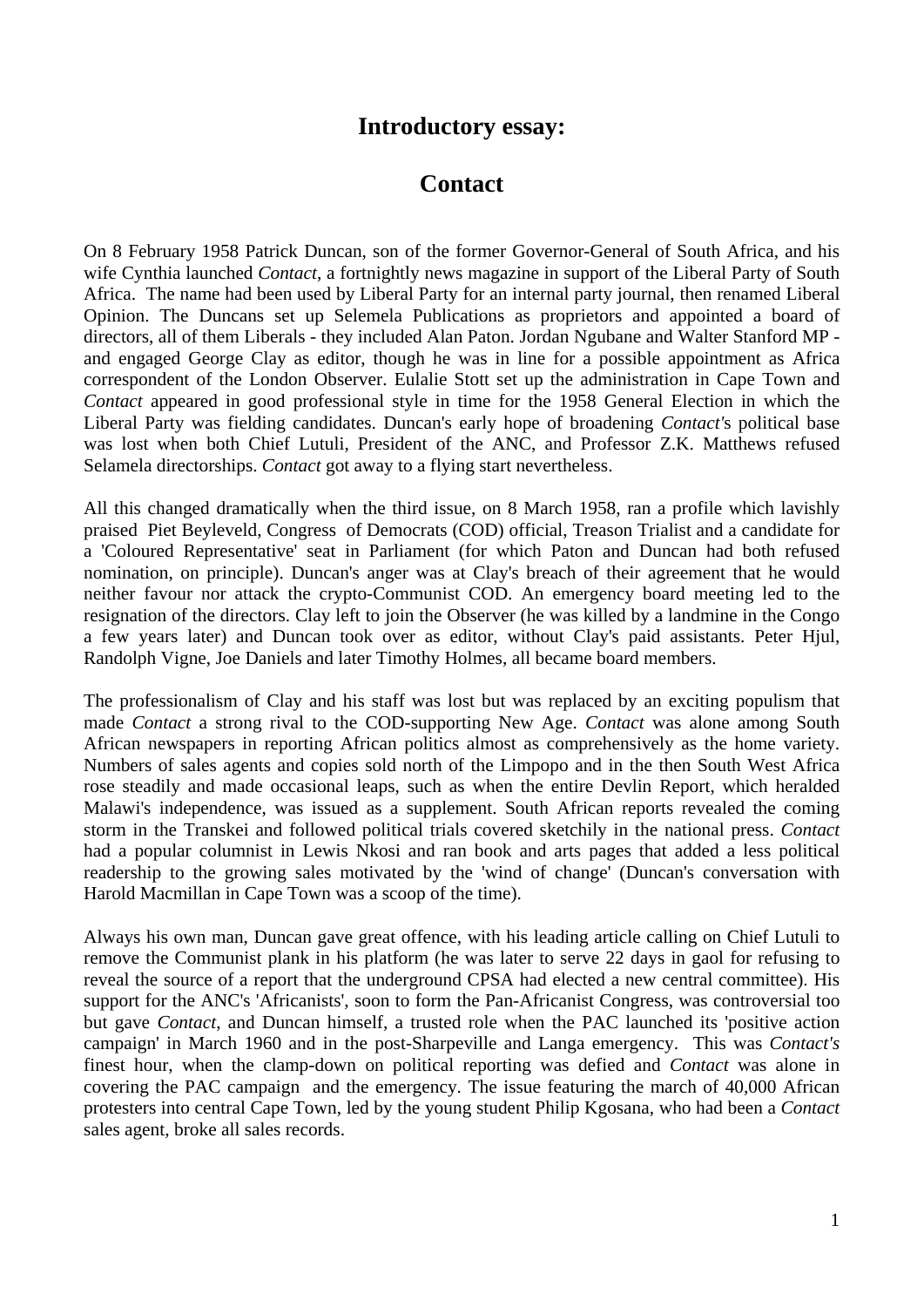# Introductory essay:

# Contact

On 8 February 1958 Patrick Duncan, son of the former Governor-General of South Africa, and his wife Cynthia launched *Contact*, a fortnightly news magazine in support of the Liberal Party of South Africa. The name had been used by Liberal Party for an internal party journal, then renamed Liberal Opinion. The Duncans set up Selemela Publications as proprietors and appointed a board of directors, all of them Liberals - they included Alan Paton. Jordan Ngubane and Walter Stanford MP - and engaged George Clay as editor, though he was in line for a possible appointment as Africa correspondent of the London Observer. Eulalie Stott set up the administration in Cape Town and *Contact* appeared in good professional style in time for the 1958 General Election in which the Liberal Party was fielding candidates. Duncan's early hope of broadening *Contact's* political base was lost when both Chief Lutuli, President of the ANC, and Professor Z.K. Matthews refused Selamela directorships. *Contact* got away to a flying start nevertheless.

All this changed dramatically when the third issue, on 8 March 1958, ran a profile which lavishly praised Piet Beyleveld, Congress of Democrats (COD) official, Treason Trialist and a candidate for a 'Coloured Representative' seat in Parliament (for which Paton and Duncan had both refused nomination, on principle). Duncan's anger was at Clay's breach of their agreement that he would neither favour nor attack the crypto-Communist COD. An emergency board meeting led to the resignation of the directors. Clay left to join the Observer (he was killed by a landmine in the Congo a few years later) and Duncan took over as editor, without Clay's paid assistants. Peter Hjul, Randolph Vigne, Joe Daniels and later Timothy Holmes, all became board members.

The professionalism of Clay and his staff was lost but was replaced by an exciting populism that made *Contact* a strong rival to the COD-supporting New Age. *Contact* was alone among South African newspapers in reporting African politics almost as comprehensively as the home variety. Numbers of sales agents and copies sold north of the Limpopo and in the then South West Africa rose steadily and made occasional leaps, such as when the entire Devlin Report, which heralded Malawi's independence, was issued as a supplement. South African reports revealed the coming storm in the Transkei and followed political trials covered sketchily in the national press. *Contact* had a popular columnist in Lewis Nkosi and ran book and arts pages that added a less political readership to the growing sales motivated by the 'wind of change' (Duncan's conversation with Harold Macmillan in Cape Town was a scoop of the time).

Always his own man, Duncan gave great offence, with his leading article calling on Chief Lutuli to remove the Communist plank in his platform (he was later to serve 22 days in gaol for refusing to reveal the source of a report that the underground CPSA had elected a new central committee). His support for the ANC's 'Africanists', soon to form the Pan-Africanist Congress, was controversial too but gave *Contact*, and Duncan himself, a trusted role when the PAC launched its 'positive action campaign' in March 1960 and in the post-Sharpeville and Langa emergency. This was *Contact's* finest hour, when the clamp-down on political reporting was defied and *Contact* was alone in covering the PAC campaign and the emergency. The issue featuring the march of 40,000 African protesters into central Cape Town, led by the young student Philip Kgosana, who had been a *Contact* sales agent, broke all sales records.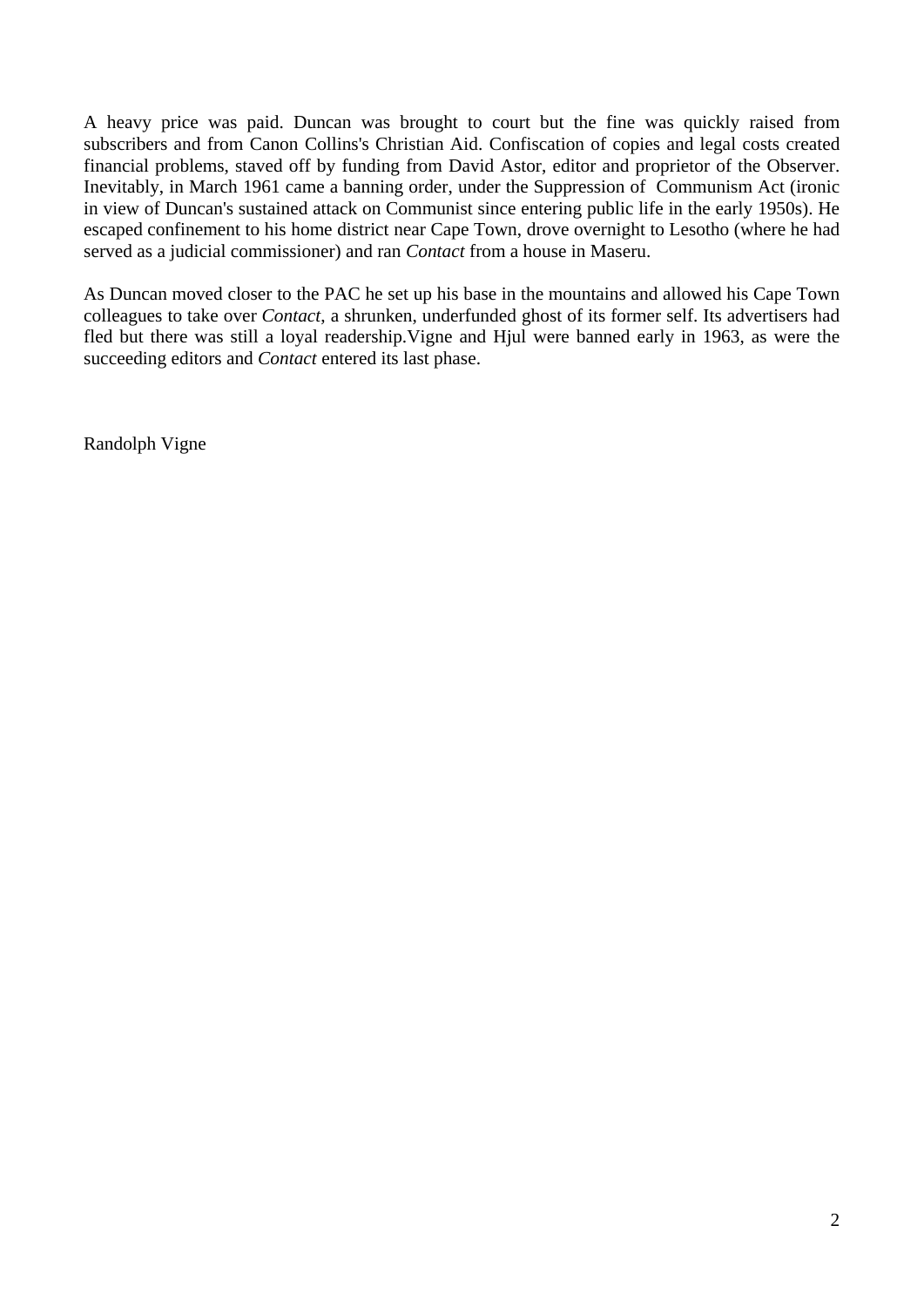A heavy price was paid. Duncan was brought to court but the fine was quickly raised from subscribers and from Canon Collins's Christian Aid. Confiscation of copies and legal costs created financial problems, staved off by funding from David Astor, editor and proprietor of the Observer. Inevitably, in March 1961 came a banning order, under the Suppression of Communism Act (ironic in view of Duncan's sustained attack on Communist since entering public life in the early 1950s). He escaped confinement to his home district near Cape Town, drove overnight to Lesotho (where he had served as a judicial commissioner) and ran *Contact* from a house in Maseru.

As Duncan moved closer to the PAC he set up his base in the mountains and allowed his Cape Town colleagues to take over *Contact*, a shrunken, underfunded ghost of its former self. Its advertisers had fled but there was still a loyal readership.Vigne and Hjul were banned early in 1963, as were the succeeding editors and *Contact* entered its last phase.

Randolph Vigne